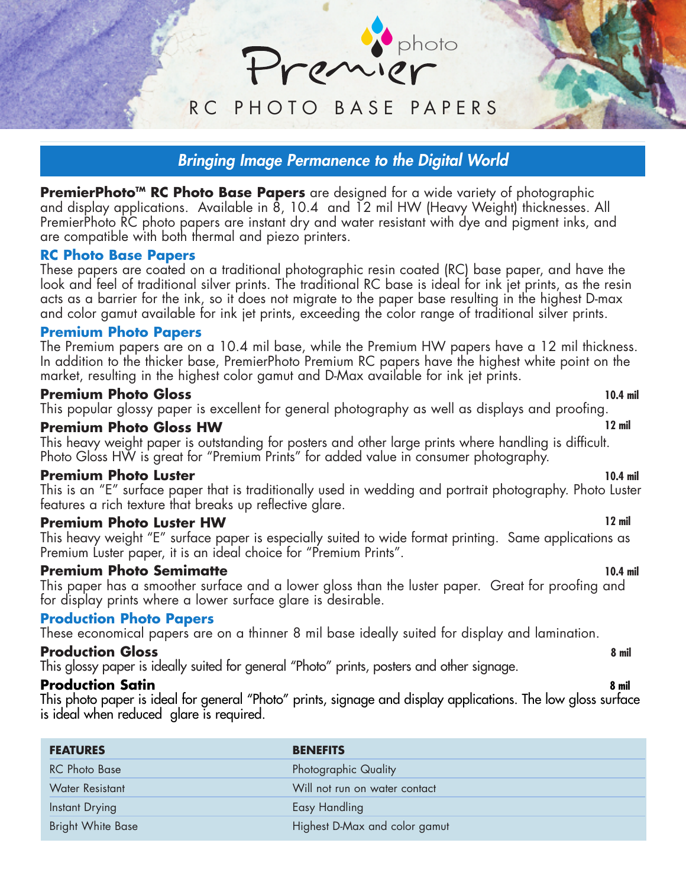# Premier photo

## RC PHOTO BASE PAPERS

***Bringing Image Permanence to the Digital World***

**PremierPhoto™ RC Photo Base Papers** are designed for a wide variety of photographic and display applications. Available in 8, 10.4 and 12 mil HW (Heavy Weight) thicknesses. All PremierPhoto RC photo papers are instant dry and water resistant with dye and pigment inks, and are compatible with both thermal and piezo printers.

### RC Photo Base Papers

These papers are coated on a traditional photographic resin coated (RC) base paper, and have the look and feel of traditional silver prints. The traditional RC base is ideal for ink jet prints, as the resin acts as a barrier for the ink, so it does not migrate to the paper base resulting in the highest D-max and color gamut available for ink jet prints, exceeding the color range of traditional silver prints.

### Premium Photo Papers

The Premium papers are on a 10.4 mil base, while the Premium HW papers have a 12 mil thickness. In addition to the thicker base, PremierPhoto Premium RC papers have the highest white point on the market, resulting in the highest color gamut and D-Max available for ink jet prints.

**Premium Photo Gloss** — **10.4 mil**

This popular glossy paper is excellent for general photography as well as displays and proofing.

**Premium Photo Gloss HW** — **12 mil**

This heavy weight paper is outstanding for posters and other large prints where handling is difficult. Photo Gloss HW is great for "Premium Prints" for added value in consumer photography.

**Premium Photo Luster** — **10.4 mil**

This is an "E" surface paper that is traditionally used in wedding and portrait photography. Photo Luster features a rich texture that breaks up reflective glare.

**Premium Photo Luster HW** — **12 mil**

This heavy weight "E" surface paper is especially suited to wide format printing. Same applications as Premium Luster paper, it is an ideal choice for "Premium Prints".

**Premium Photo Semimatte** — **10.4 mil**

This paper has a smoother surface and a lower gloss than the luster paper. Great for proofing and for display prints where a lower surface glare is desirable.

### Production Photo Papers

These economical papers are on a thinner 8 mil base ideally suited for display and lamination.

**Production Gloss** — **8 mil**

This glossy paper is ideally suited for general "Photo" prints, posters and other signage.

**Production Satin** — **8 mil**

This photo paper is ideal for general "Photo" prints, signage and display applications. The low gloss surface is ideal when reduced glare is required.

| FEATURES | BENEFITS |
|---|---|
| RC Photo Base | Photographic Quality |
| Water Resistant | Will not run on water contact |
| Instant Drying | Easy Handling |
| Bright White Base | Highest D-Max and color gamut |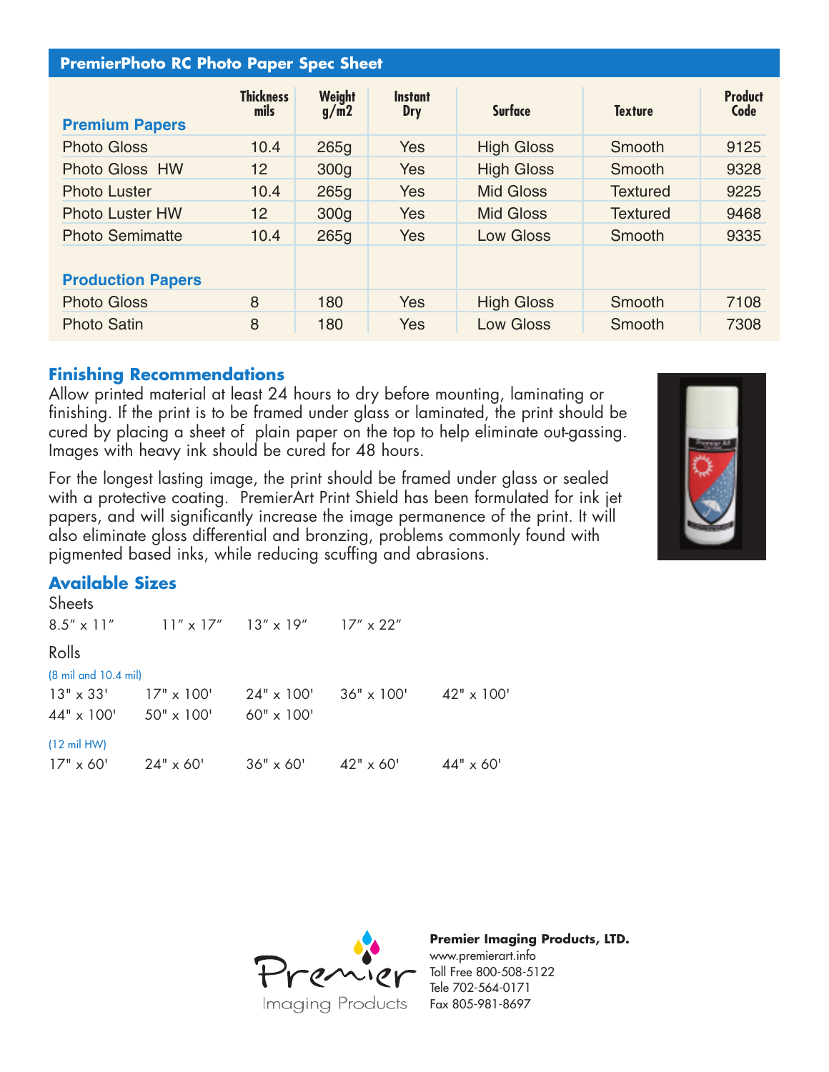## PremierPhoto RC Photo Paper Spec Sheet

| Premium Papers | Thickness mils | Weight g/m2 | Instant Dry | Surface | Texture | Product Code |
|---|---|---|---|---|---|---|
| Photo Gloss | 10.4 | 265g | Yes | High Gloss | Smooth | 9125 |
| Photo Gloss HW | 12 | 300g | Yes | High Gloss | Smooth | 9328 |
| Photo Luster | 10.4 | 265g | Yes | Mid Gloss | Textured | 9225 |
| Photo Luster HW | 12 | 300g | Yes | Mid Gloss | Textured | 9468 |
| Photo Semimatte | 10.4 | 265g | Yes | Low Gloss | Smooth | 9335 |
| **Production Papers** | | | | | | |
| Photo Gloss | 8 | 180 | Yes | High Gloss | Smooth | 7108 |
| Photo Satin | 8 | 180 | Yes | Low Gloss | Smooth | 7308 |

### Finishing Recommendations

Allow printed material at least 24 hours to dry before mounting, laminating or finishing. If the print is to be framed under glass or laminated, the print should be cured by placing a sheet of plain paper on the top to help eliminate out-gassing. Images with heavy ink should be cured for 48 hours.

For the longest lasting image, the print should be framed under glass or sealed with a protective coating. PremierArt Print Shield has been formulated for ink jet papers, and will significantly increase the image permanence of the print. It will also eliminate gloss differential and bronzing, problems commonly found with pigmented based inks, while reducing scuffing and abrasions.

### Available Sizes

Sheets

8.5″ x 11″ 11″ x 17″ 13″ x 19″ 17″ x 22″

Rolls

(8 mil and 10.4 mil)

13" x 33' 17" x 100' 24" x 100' 36" x 100' 42" x 100'

44" x 100' 50" x 100' 60" x 100'

(12 mil HW)

17" x 60' 24" x 60' 36" x 60' 42" x 60' 44" x 60'

Premier Imaging Products

**Premier Imaging Products, LTD.**
www.premierart.info
Toll Free 800-508-5122
Tele 702-564-0171
Fax 805-981-8697